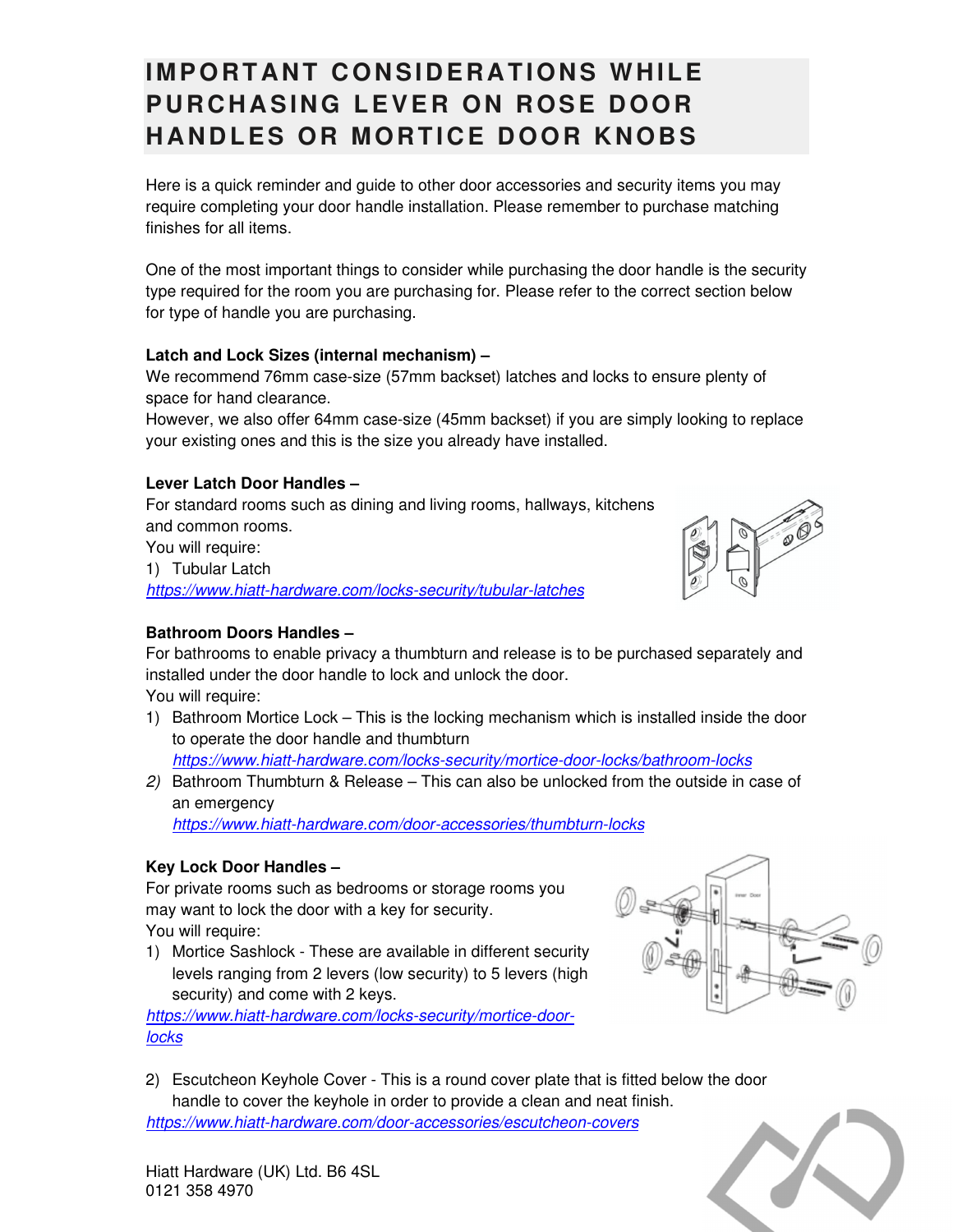# IMPORTANT CONSIDERATIONS WHILE PURCHASING LEVER ON ROSE DOOR HANDLES OR MORTICE DOOR KNOBS

Here is a quick reminder and guide to other door accessories and security items you may require completing your door handle installation. Please remember to purchase matching finishes for all items.

One of the most important things to consider while purchasing the door handle is the security type required for the room you are purchasing for. Please refer to the correct section below for type of handle you are purchasing.

**Latch and Lock Sizes (internal mechanism) –**
We recommend 76mm case-size (57mm backset) latches and locks to ensure plenty of space for hand clearance.
However, we also offer 64mm case-size (45mm backset) if you are simply looking to replace your existing ones and this is the size you already have installed.

**Lever Latch Door Handles –**
For standard rooms such as dining and living rooms, hallways, kitchens and common rooms.
You will require:

1) Tubular Latch
*https://www.hiatt-hardware.com/locks-security/tubular-latches*

**Bathroom Doors Handles –**
For bathrooms to enable privacy a thumbturn and release is to be purchased separately and installed under the door handle to lock and unlock the door.
You will require:

1) Bathroom Mortice Lock – This is the locking mechanism which is installed inside the door to operate the door handle and thumbturn
*https://www.hiatt-hardware.com/locks-security/mortice-door-locks/bathroom-locks*
2) Bathroom Thumbturn & Release – This can also be unlocked from the outside in case of an emergency
*https://www.hiatt-hardware.com/door-accessories/thumbturn-locks*

**Key Lock Door Handles –**
For private rooms such as bedrooms or storage rooms you may want to lock the door with a key for security.
You will require:

1) Mortice Sashlock - These are available in different security levels ranging from 2 levers (low security) to 5 levers (high security) and come with 2 keys.
*https://www.hiatt-hardware.com/locks-security/mortice-door-locks*
2) Escutcheon Keyhole Cover - This is a round cover plate that is fitted below the door handle to cover the keyhole in order to provide a clean and neat finish.
*https://www.hiatt-hardware.com/door-accessories/escutcheon-covers*

Hiatt Hardware (UK) Ltd. B6 4SL
0121 358 4970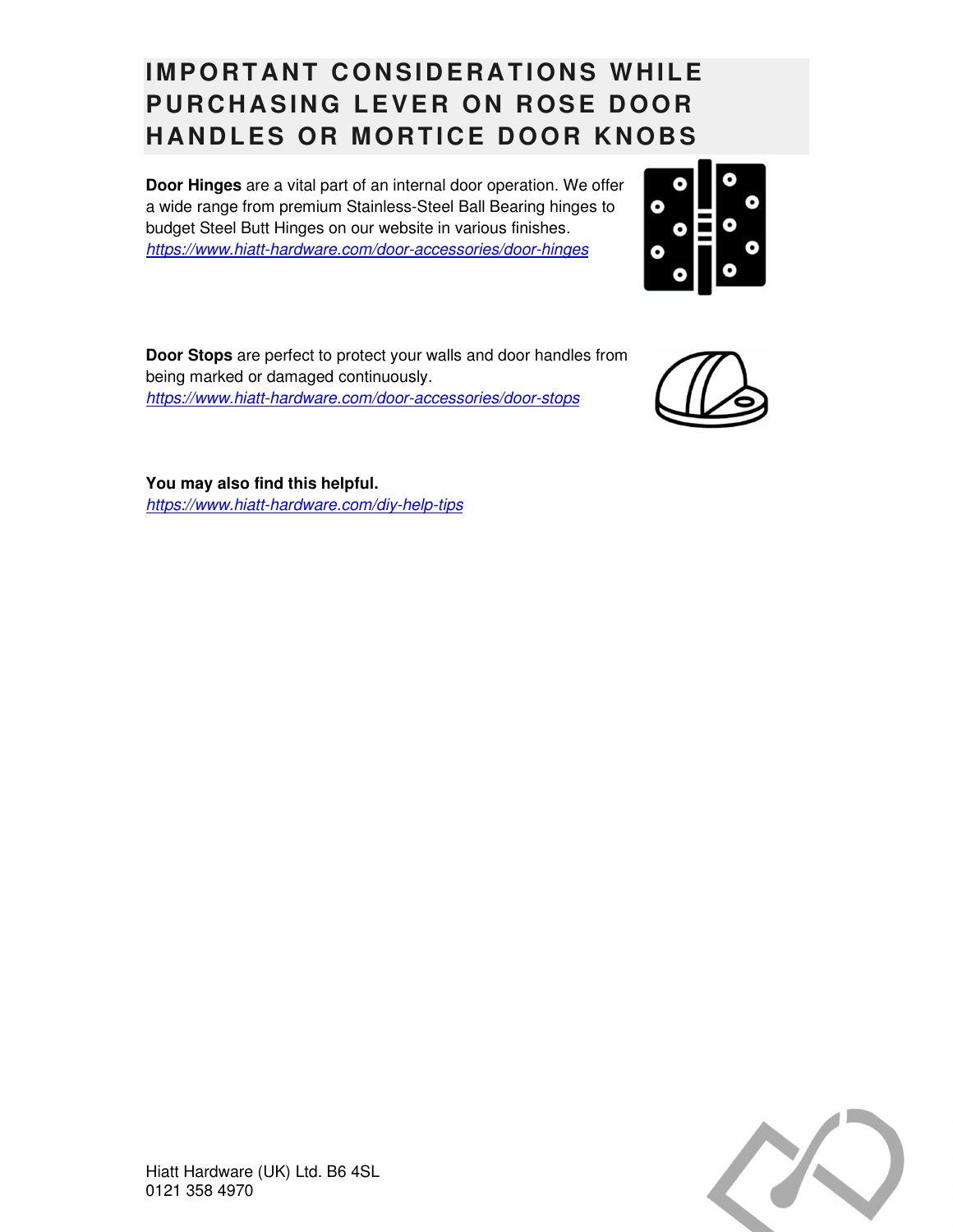# IMPORTANT CONSIDERATIONS WHILE PURCHASING LEVER ON ROSE DOOR HANDLES OR MORTICE DOOR KNOBS

**Door Hinges** are a vital part of an internal door operation. We offer a wide range from premium Stainless-Steel Ball Bearing hinges to budget Steel Butt Hinges on our website in various finishes.
*https://www.hiatt-hardware.com/door-accessories/door-hinges*

**Door Stops** are perfect to protect your walls and door handles from being marked or damaged continuously.
*https://www.hiatt-hardware.com/door-accessories/door-stops*

**You may also find this helpful.**
*https://www.hiatt-hardware.com/diy-help-tips*

Hiatt Hardware (UK) Ltd. B6 4SL
0121 358 4970